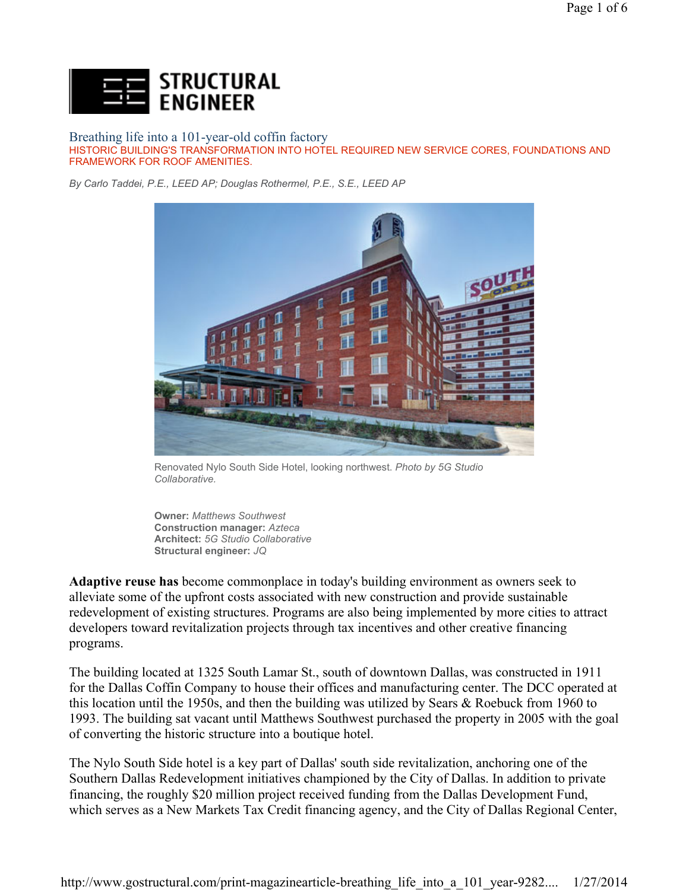# Breathing life into a 101-year-old coffin factory

HISTORIC BUILDING'S TRANSFORMATION INTO HOTEL REQUIRED NEW SERVICE CORES, FOUNDATIONS AND FRAMEWORK FOR ROOF AMENITIES.

*By Carlo Taddei, P.E., LEED AP; Douglas Rothermel, P.E., S.E., LEED AP*

Renovated Nylo South Side Hotel, looking northwest. *Photo by 5G Studio Collaborative.*

**Owner:** *Matthews Southwest*
**Construction manager:** *Azteca*
**Architect:** *5G Studio Collaborative*
**Structural engineer:** *JQ*

**Adaptive reuse has** become commonplace in today's building environment as owners seek to alleviate some of the upfront costs associated with new construction and provide sustainable redevelopment of existing structures. Programs are also being implemented by more cities to attract developers toward revitalization projects through tax incentives and other creative financing programs.

The building located at 1325 South Lamar St., south of downtown Dallas, was constructed in 1911 for the Dallas Coffin Company to house their offices and manufacturing center. The DCC operated at this location until the 1950s, and then the building was utilized by Sears & Roebuck from 1960 to 1993. The building sat vacant until Matthews Southwest purchased the property in 2005 with the goal of converting the historic structure into a boutique hotel.

The Nylo South Side hotel is a key part of Dallas' south side revitalization, anchoring one of the Southern Dallas Redevelopment initiatives championed by the City of Dallas. In addition to private financing, the roughly $20 million project received funding from the Dallas Development Fund, which serves as a New Markets Tax Credit financing agency, and the City of Dallas Regional Center,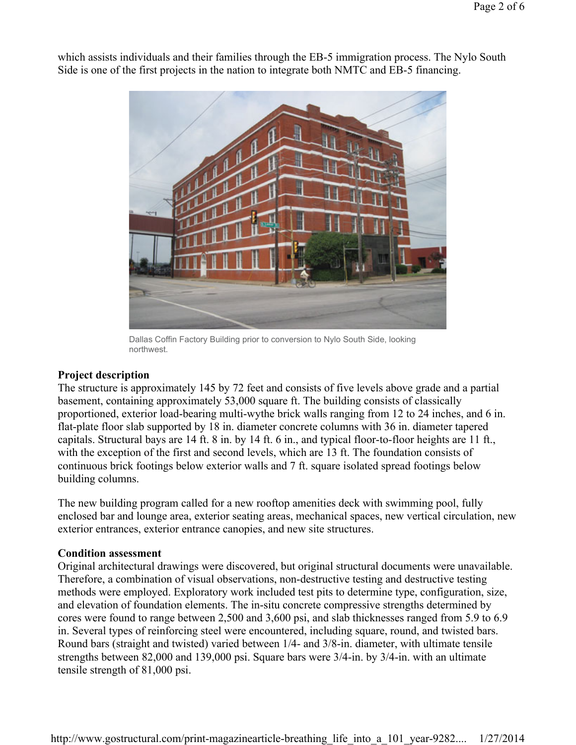which assists individuals and their families through the EB-5 immigration process. The Nylo South Side is one of the first projects in the nation to integrate both NMTC and EB-5 financing.

Dallas Coffin Factory Building prior to conversion to Nylo South Side, looking northwest.

**Project description**

The structure is approximately 145 by 72 feet and consists of five levels above grade and a partial basement, containing approximately 53,000 square ft. The building consists of classically proportioned, exterior load-bearing multi-wythe brick walls ranging from 12 to 24 inches, and 6 in. flat-plate floor slab supported by 18 in. diameter concrete columns with 36 in. diameter tapered capitals. Structural bays are 14 ft. 8 in. by 14 ft. 6 in., and typical floor-to-floor heights are 11 ft., with the exception of the first and second levels, which are 13 ft. The foundation consists of continuous brick footings below exterior walls and 7 ft. square isolated spread footings below building columns.

The new building program called for a new rooftop amenities deck with swimming pool, fully enclosed bar and lounge area, exterior seating areas, mechanical spaces, new vertical circulation, new exterior entrances, exterior entrance canopies, and new site structures.

**Condition assessment**

Original architectural drawings were discovered, but original structural documents were unavailable. Therefore, a combination of visual observations, non-destructive testing and destructive testing methods were employed. Exploratory work included test pits to determine type, configuration, size, and elevation of foundation elements. The in-situ concrete compressive strengths determined by cores were found to range between 2,500 and 3,600 psi, and slab thicknesses ranged from 5.9 to 6.9 in. Several types of reinforcing steel were encountered, including square, round, and twisted bars. Round bars (straight and twisted) varied between 1/4- and 3/8-in. diameter, with ultimate tensile strengths between 82,000 and 139,000 psi. Square bars were 3/4-in. by 3/4-in. with an ultimate tensile strength of 81,000 psi.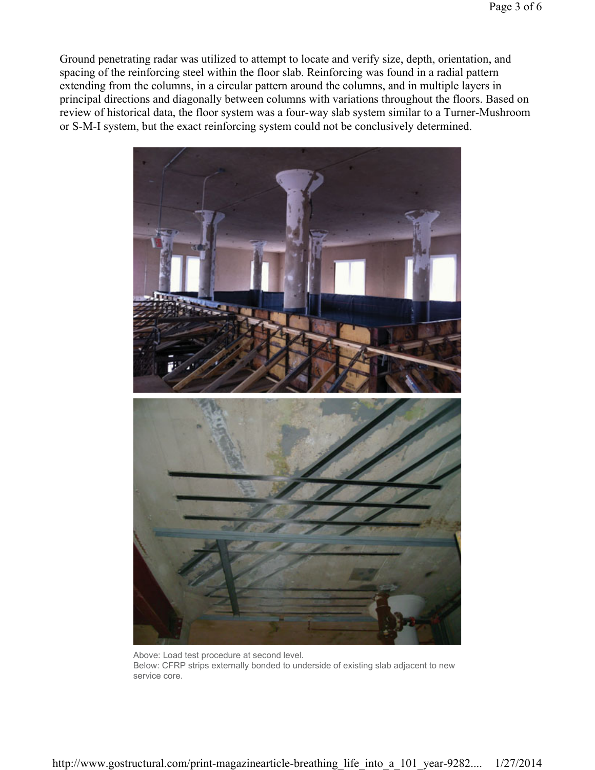Ground penetrating radar was utilized to attempt to locate and verify size, depth, orientation, and spacing of the reinforcing steel within the floor slab. Reinforcing was found in a radial pattern extending from the columns, in a circular pattern around the columns, and in multiple layers in principal directions and diagonally between columns with variations throughout the floors. Based on review of historical data, the floor system was a four-way slab system similar to a Turner-Mushroom or S-M-I system, but the exact reinforcing system could not be conclusively determined.

Above: Load test procedure at second level.
Below: CFRP strips externally bonded to underside of existing slab adjacent to new service core.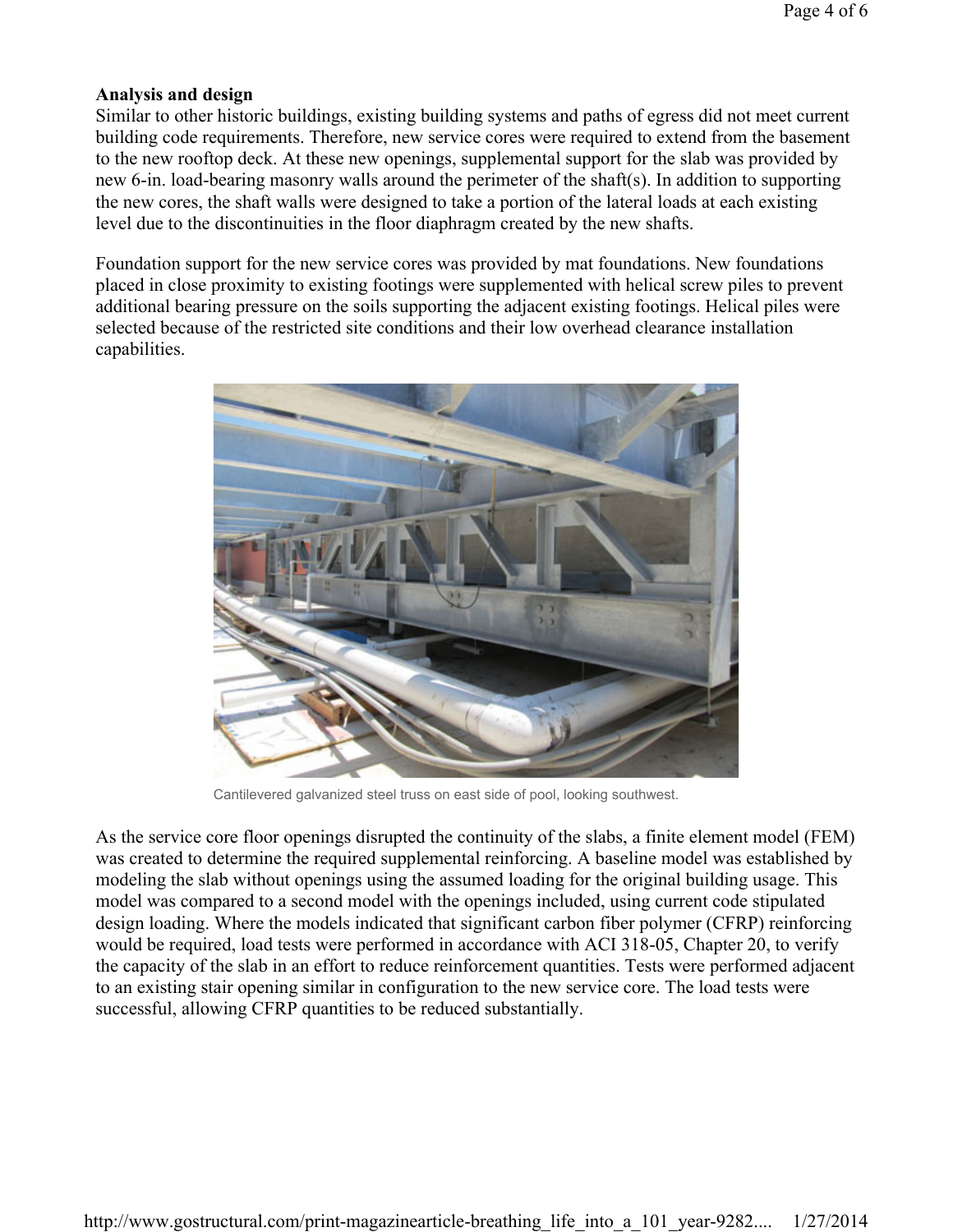**Analysis and design**

Similar to other historic buildings, existing building systems and paths of egress did not meet current building code requirements. Therefore, new service cores were required to extend from the basement to the new rooftop deck. At these new openings, supplemental support for the slab was provided by new 6-in. load-bearing masonry walls around the perimeter of the shaft(s). In addition to supporting the new cores, the shaft walls were designed to take a portion of the lateral loads at each existing level due to the discontinuities in the floor diaphragm created by the new shafts.

Foundation support for the new service cores was provided by mat foundations. New foundations placed in close proximity to existing footings were supplemented with helical screw piles to prevent additional bearing pressure on the soils supporting the adjacent existing footings. Helical piles were selected because of the restricted site conditions and their low overhead clearance installation capabilities.

Cantilevered galvanized steel truss on east side of pool, looking southwest.

As the service core floor openings disrupted the continuity of the slabs, a finite element model (FEM) was created to determine the required supplemental reinforcing. A baseline model was established by modeling the slab without openings using the assumed loading for the original building usage. This model was compared to a second model with the openings included, using current code stipulated design loading. Where the models indicated that significant carbon fiber polymer (CFRP) reinforcing would be required, load tests were performed in accordance with ACI 318-05, Chapter 20, to verify the capacity of the slab in an effort to reduce reinforcement quantities. Tests were performed adjacent to an existing stair opening similar in configuration to the new service core. The load tests were successful, allowing CFRP quantities to be reduced substantially.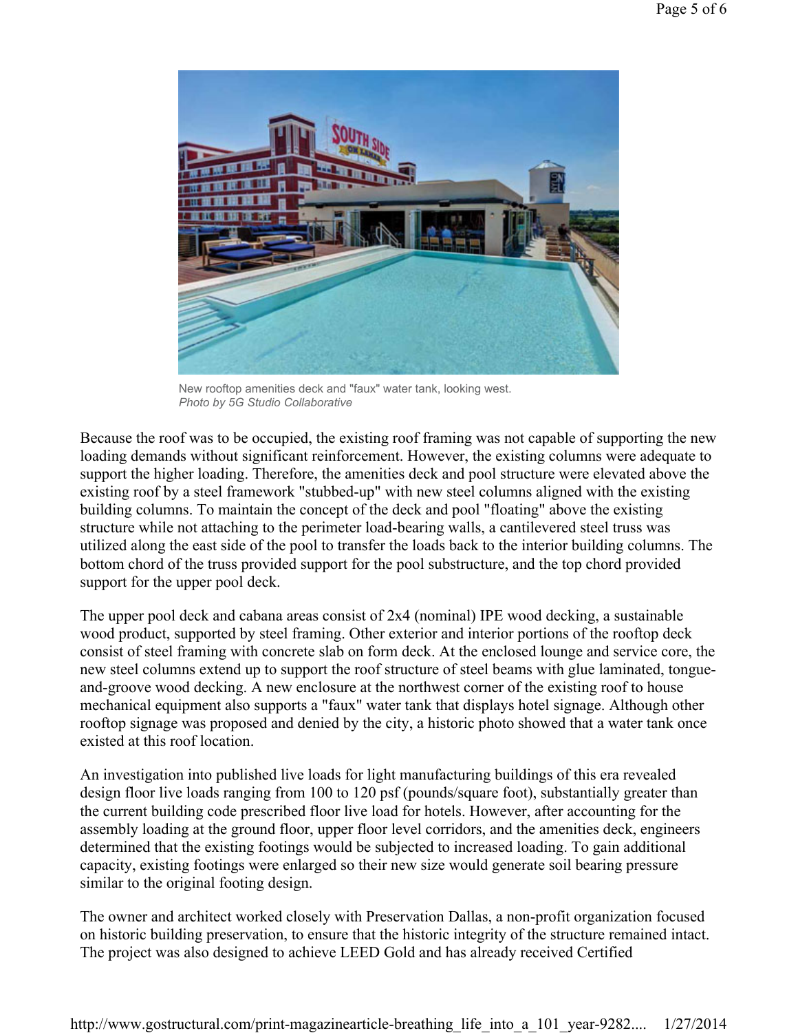New rooftop amenities deck and "faux" water tank, looking west.
*Photo by 5G Studio Collaborative*

Because the roof was to be occupied, the existing roof framing was not capable of supporting the new loading demands without significant reinforcement. However, the existing columns were adequate to support the higher loading. Therefore, the amenities deck and pool structure were elevated above the existing roof by a steel framework "stubbed-up" with new steel columns aligned with the existing building columns. To maintain the concept of the deck and pool "floating" above the existing structure while not attaching to the perimeter load-bearing walls, a cantilevered steel truss was utilized along the east side of the pool to transfer the loads back to the interior building columns. The bottom chord of the truss provided support for the pool substructure, and the top chord provided support for the upper pool deck.

The upper pool deck and cabana areas consist of 2x4 (nominal) IPE wood decking, a sustainable wood product, supported by steel framing. Other exterior and interior portions of the rooftop deck consist of steel framing with concrete slab on form deck. At the enclosed lounge and service core, the new steel columns extend up to support the roof structure of steel beams with glue laminated, tongue-and-groove wood decking. A new enclosure at the northwest corner of the existing roof to house mechanical equipment also supports a "faux" water tank that displays hotel signage. Although other rooftop signage was proposed and denied by the city, a historic photo showed that a water tank once existed at this roof location.

An investigation into published live loads for light manufacturing buildings of this era revealed design floor live loads ranging from 100 to 120 psf (pounds/square foot), substantially greater than the current building code prescribed floor live load for hotels. However, after accounting for the assembly loading at the ground floor, upper floor level corridors, and the amenities deck, engineers determined that the existing footings would be subjected to increased loading. To gain additional capacity, existing footings were enlarged so their new size would generate soil bearing pressure similar to the original footing design.

The owner and architect worked closely with Preservation Dallas, a non-profit organization focused on historic building preservation, to ensure that the historic integrity of the structure remained intact. The project was also designed to achieve LEED Gold and has already received Certified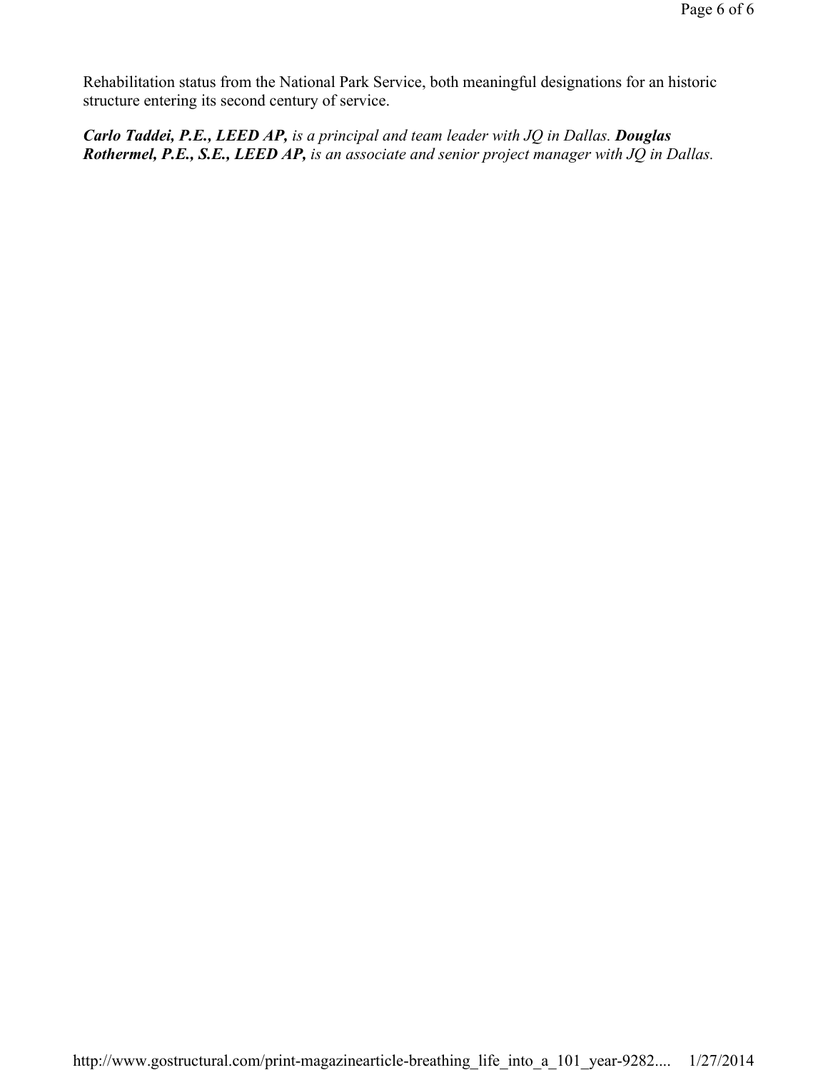Rehabilitation status from the National Park Service, both meaningful designations for an historic structure entering its second century of service.

***Carlo Taddei, P.E., LEED AP,*** *is a principal and team leader with JQ in Dallas.* ***Douglas Rothermel, P.E., S.E., LEED AP,*** *is an associate and senior project manager with JQ in Dallas.*